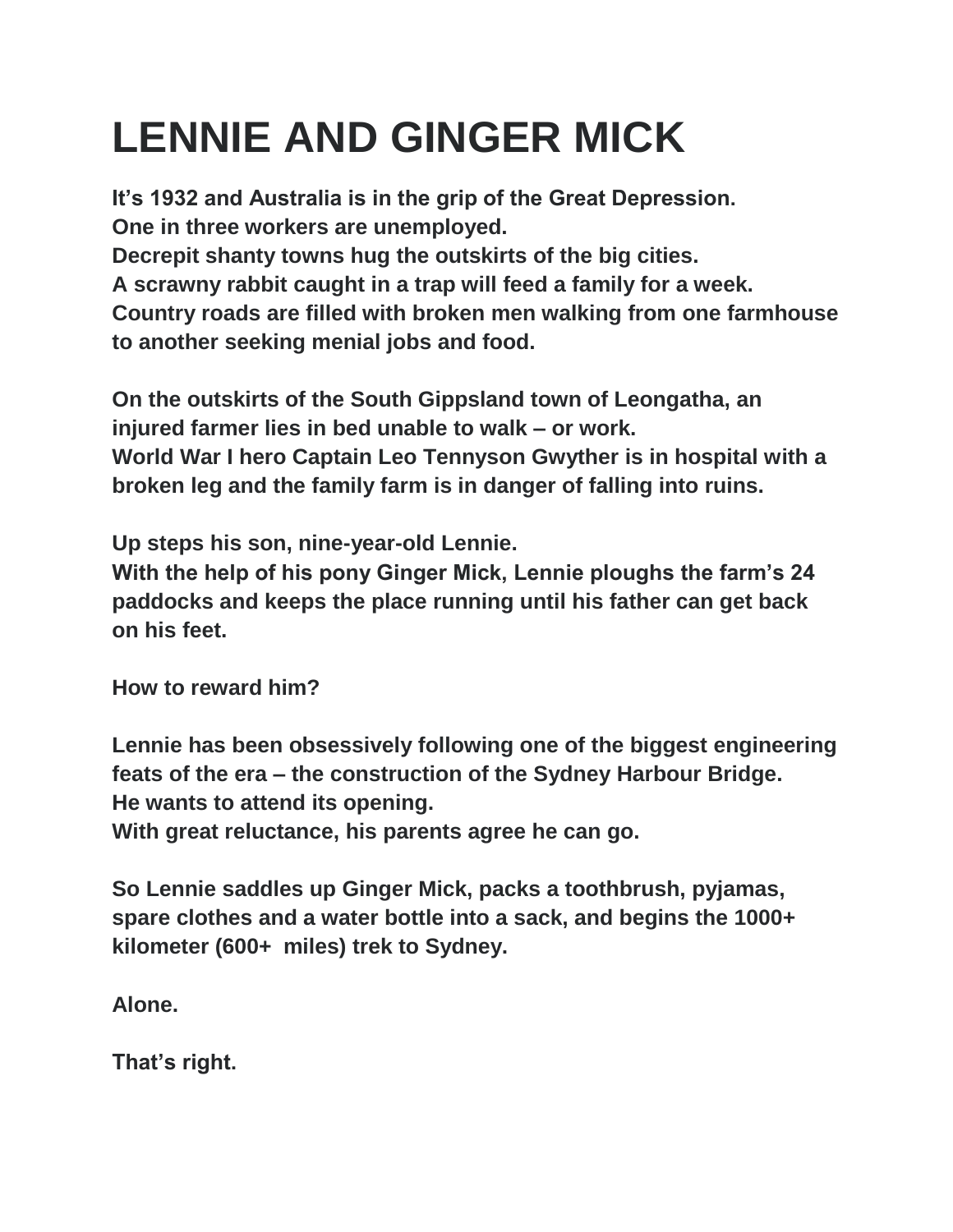# LENNIE AND GINGER MICK

**It's 1932 and Australia is in the grip of the Great Depression.**
**One in three workers are unemployed.**
**Decrepit shanty towns hug the outskirts of the big cities.**
**A scrawny rabbit caught in a trap will feed a family for a week.**
**Country roads are filled with broken men walking from one farmhouse to another seeking menial jobs and food.**

**On the outskirts of the South Gippsland town of Leongatha, an injured farmer lies in bed unable to walk – or work.**
**World War I hero Captain Leo Tennyson Gwyther is in hospital with a broken leg and the family farm is in danger of falling into ruins.**

**Up steps his son, nine-year-old Lennie.**
**With the help of his pony Ginger Mick, Lennie ploughs the farm's 24 paddocks and keeps the place running until his father can get back on his feet.**

**How to reward him?**

**Lennie has been obsessively following one of the biggest engineering feats of the era – the construction of the Sydney Harbour Bridge.**
**He wants to attend its opening.**
**With great reluctance, his parents agree he can go.**

**So Lennie saddles up Ginger Mick, packs a toothbrush, pyjamas, spare clothes and a water bottle into a sack, and begins the 1000+ kilometer (600+ miles) trek to Sydney.**

**Alone.**

**That's right.**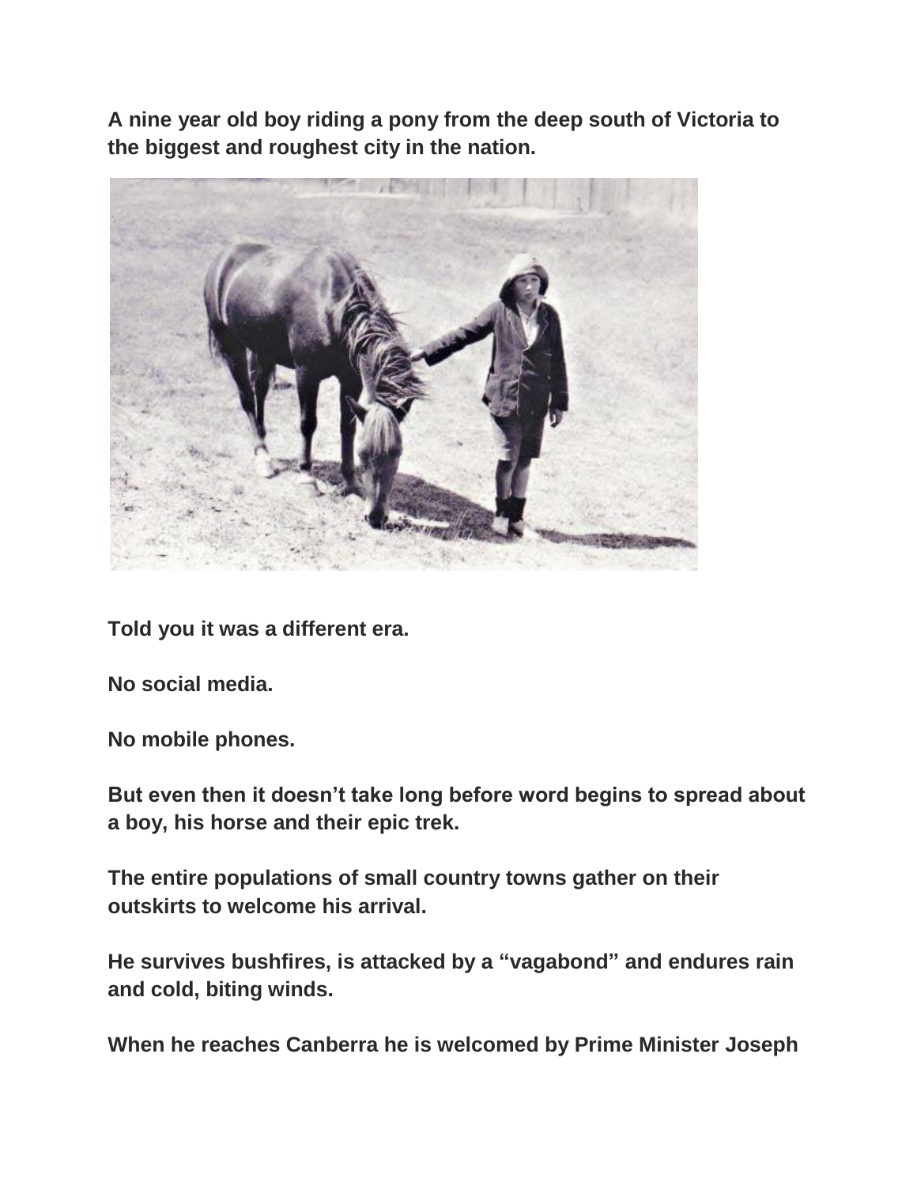**A nine year old boy riding a pony from the deep south of Victoria to the biggest and roughest city in the nation.**

**Told you it was a different era.**

**No social media.**

**No mobile phones.**

**But even then it doesn't take long before word begins to spread about a boy, his horse and their epic trek.**

**The entire populations of small country towns gather on their outskirts to welcome his arrival.**

**He survives bushfires, is attacked by a "vagabond" and endures rain and cold, biting winds.**

**When he reaches Canberra he is welcomed by Prime Minister Joseph**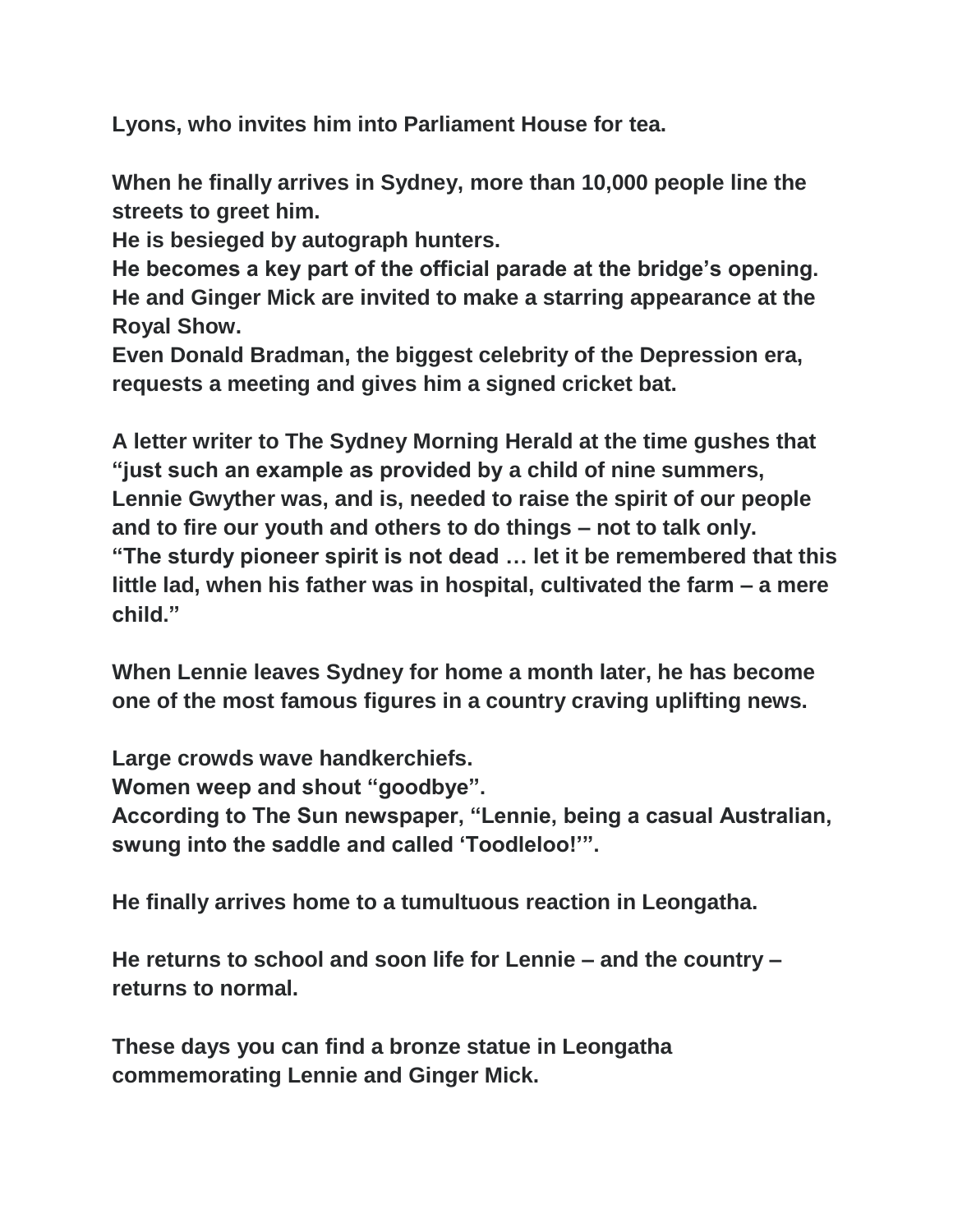**Lyons, who invites him into Parliament House for tea.**

**When he finally arrives in Sydney, more than 10,000 people line the streets to greet him.**
**He is besieged by autograph hunters.**
**He becomes a key part of the official parade at the bridge's opening.**
**He and Ginger Mick are invited to make a starring appearance at the Royal Show.**
**Even Donald Bradman, the biggest celebrity of the Depression era, requests a meeting and gives him a signed cricket bat.**

**A letter writer to The Sydney Morning Herald at the time gushes that "just such an example as provided by a child of nine summers, Lennie Gwyther was, and is, needed to raise the spirit of our people and to fire our youth and others to do things – not to talk only.**
**"The sturdy pioneer spirit is not dead … let it be remembered that this little lad, when his father was in hospital, cultivated the farm – a mere child."**

**When Lennie leaves Sydney for home a month later, he has become one of the most famous figures in a country craving uplifting news.**

**Large crowds wave handkerchiefs.**
**Women weep and shout "goodbye".**
**According to The Sun newspaper, "Lennie, being a casual Australian, swung into the saddle and called 'Toodleloo!'".**

**He finally arrives home to a tumultuous reaction in Leongatha.**

**He returns to school and soon life for Lennie – and the country – returns to normal.**

**These days you can find a bronze statue in Leongatha commemorating Lennie and Ginger Mick.**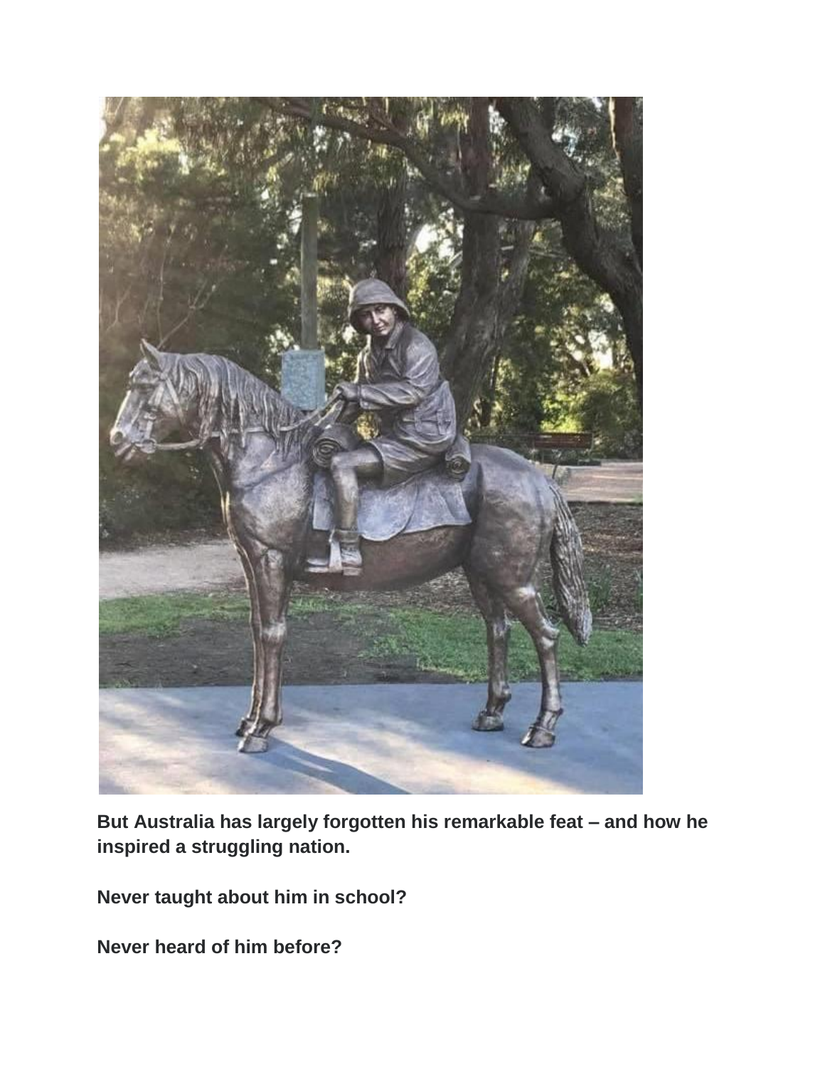**But Australia has largely forgotten his remarkable feat – and how he inspired a struggling nation.**

**Never taught about him in school?**

**Never heard of him before?**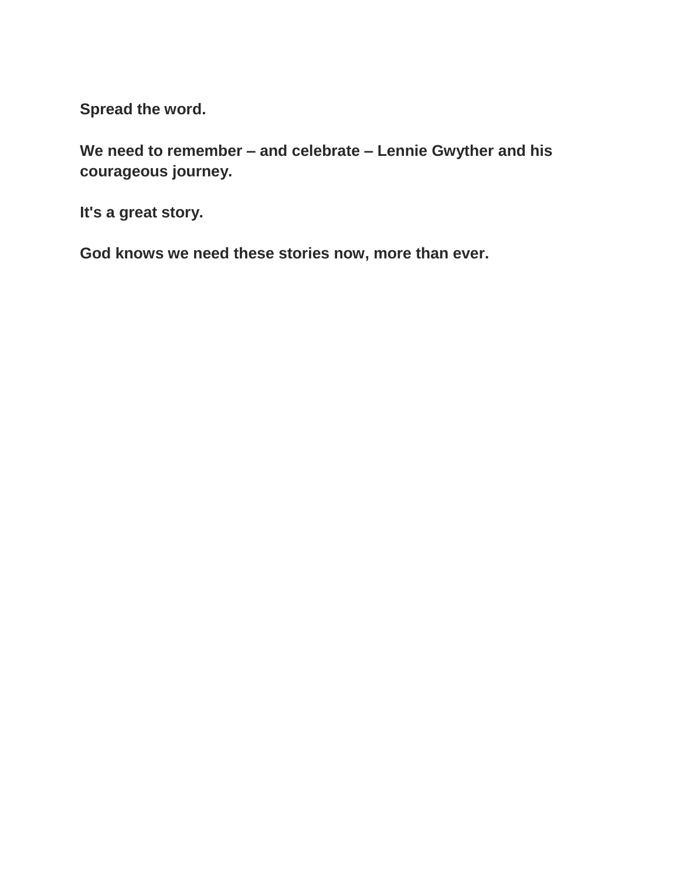**Spread the word.**

**We need to remember – and celebrate – Lennie Gwyther and his courageous journey.**

**It's a great story.**

**God knows we need these stories now, more than ever.**